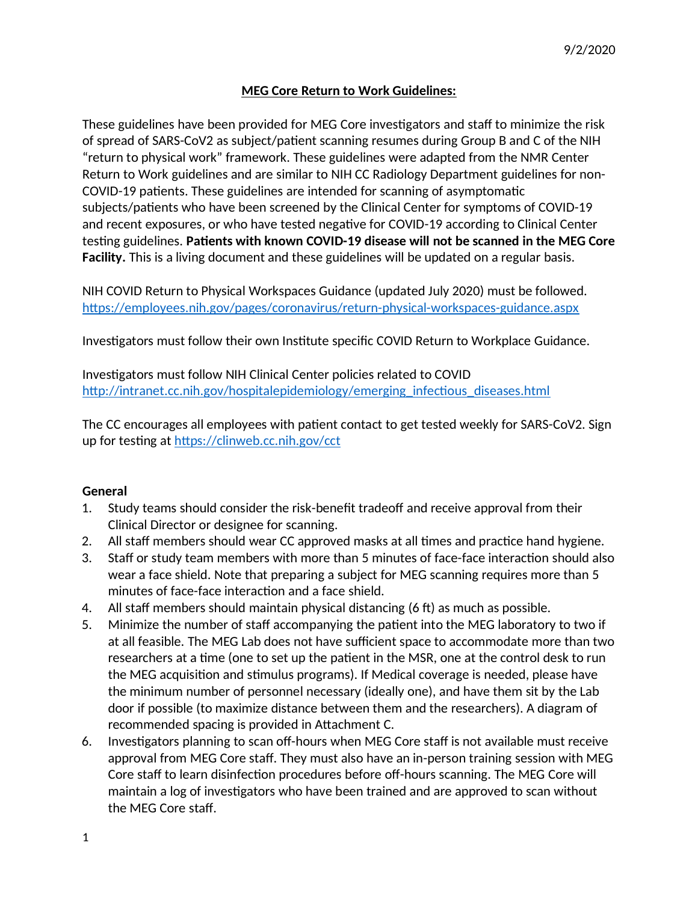9/2/2020

# MEG Core Return to Work Guidelines:

These guidelines have been provided for MEG Core investigators and staff to minimize the risk of spread of SARS-CoV2 as subject/patient scanning resumes during Group B and C of the NIH "return to physical work" framework. These guidelines were adapted from the NMR Center Return to Work guidelines and are similar to NIH CC Radiology Department guidelines for non-COVID-19 patients. These guidelines are intended for scanning of asymptomatic subjects/patients who have been screened by the Clinical Center for symptoms of COVID-19 and recent exposures, or who have tested negative for COVID-19 according to Clinical Center testing guidelines. **Patients with known COVID-19 disease will not be scanned in the MEG Core Facility.** This is a living document and these guidelines will be updated on a regular basis.

NIH COVID Return to Physical Workspaces Guidance (updated July 2020) must be followed. https://employees.nih.gov/pages/coronavirus/return-physical-workspaces-guidance.aspx

Investigators must follow their own Institute specific COVID Return to Workplace Guidance.

Investigators must follow NIH Clinical Center policies related to COVID http://intranet.cc.nih.gov/hospitalepidemiology/emerging_infectious_diseases.html

The CC encourages all employees with patient contact to get tested weekly for SARS-CoV2. Sign up for testing at https://clinweb.cc.nih.gov/cct

## General

1. Study teams should consider the risk-benefit tradeoff and receive approval from their Clinical Director or designee for scanning.
2. All staff members should wear CC approved masks at all times and practice hand hygiene.
3. Staff or study team members with more than 5 minutes of face-face interaction should also wear a face shield. Note that preparing a subject for MEG scanning requires more than 5 minutes of face-face interaction and a face shield.
4. All staff members should maintain physical distancing (6 ft) as much as possible.
5. Minimize the number of staff accompanying the patient into the MEG laboratory to two if at all feasible. The MEG Lab does not have sufficient space to accommodate more than two researchers at a time (one to set up the patient in the MSR, one at the control desk to run the MEG acquisition and stimulus programs). If Medical coverage is needed, please have the minimum number of personnel necessary (ideally one), and have them sit by the Lab door if possible (to maximize distance between them and the researchers). A diagram of recommended spacing is provided in Attachment C.
6. Investigators planning to scan off-hours when MEG Core staff is not available must receive approval from MEG Core staff. They must also have an in-person training session with MEG Core staff to learn disinfection procedures before off-hours scanning. The MEG Core will maintain a log of investigators who have been trained and are approved to scan without the MEG Core staff.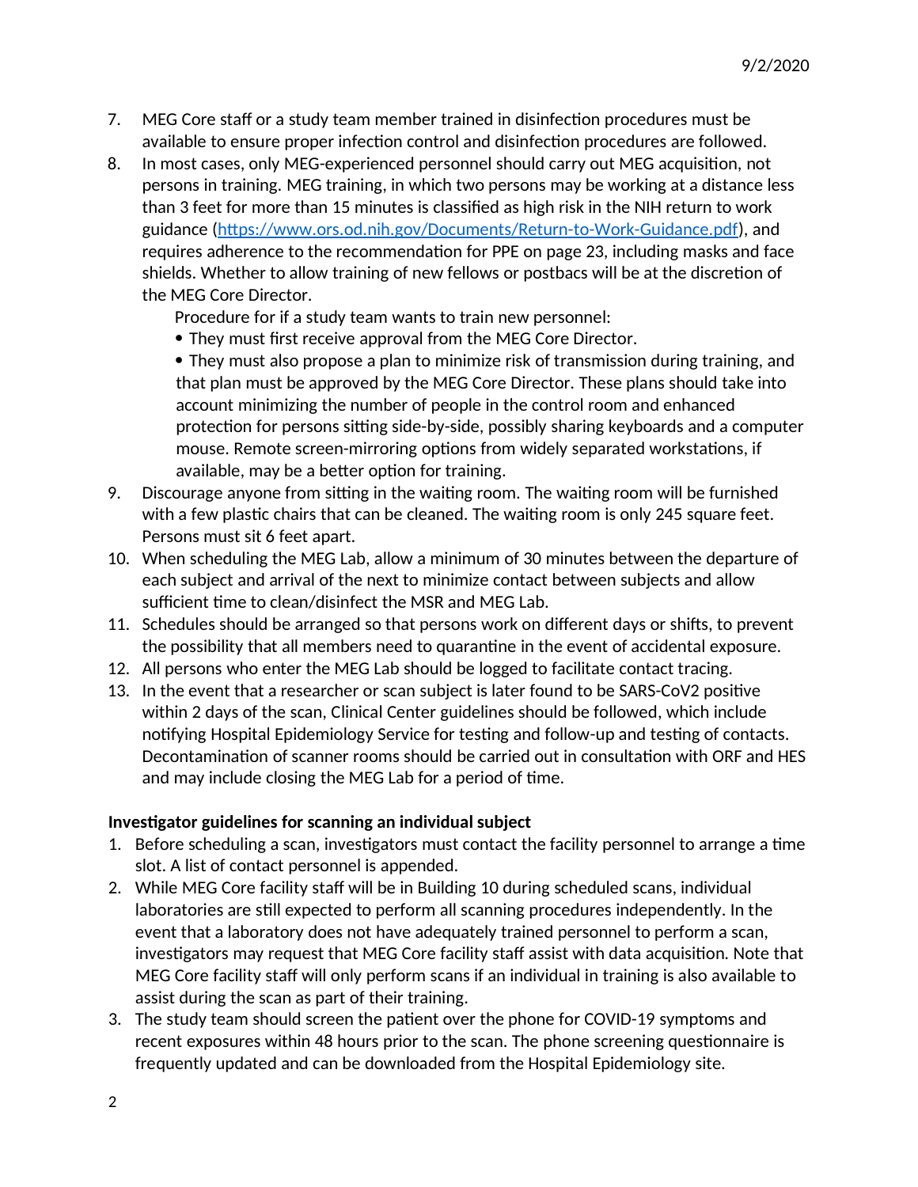7. MEG Core staff or a study team member trained in disinfection procedures must be available to ensure proper infection control and disinfection procedures are followed.
8. In most cases, only MEG-experienced personnel should carry out MEG acquisition, not persons in training. MEG training, in which two persons may be working at a distance less than 3 feet for more than 15 minutes is classified as high risk in the NIH return to work guidance ([https://www.ors.od.nih.gov/Documents/Return-to-Work-Guidance.pdf](https://www.ors.od.nih.gov/Documents/Return-to-Work-Guidance.pdf)), and requires adherence to the recommendation for PPE on page 23, including masks and face shields. Whether to allow training of new fellows or postbacs will be at the discretion of the MEG Core Director.

   Procedure for if a study team wants to train new personnel:
   - They must first receive approval from the MEG Core Director.
   - They must also propose a plan to minimize risk of transmission during training, and that plan must be approved by the MEG Core Director. These plans should take into account minimizing the number of people in the control room and enhanced protection for persons sitting side-by-side, possibly sharing keyboards and a computer mouse. Remote screen-mirroring options from widely separated workstations, if available, may be a better option for training.
9. Discourage anyone from sitting in the waiting room. The waiting room will be furnished with a few plastic chairs that can be cleaned. The waiting room is only 245 square feet. Persons must sit 6 feet apart.
10. When scheduling the MEG Lab, allow a minimum of 30 minutes between the departure of each subject and arrival of the next to minimize contact between subjects and allow sufficient time to clean/disinfect the MSR and MEG Lab.
11. Schedules should be arranged so that persons work on different days or shifts, to prevent the possibility that all members need to quarantine in the event of accidental exposure.
12. All persons who enter the MEG Lab should be logged to facilitate contact tracing.
13. In the event that a researcher or scan subject is later found to be SARS-CoV2 positive within 2 days of the scan, Clinical Center guidelines should be followed, which include notifying Hospital Epidemiology Service for testing and follow-up and testing of contacts. Decontamination of scanner rooms should be carried out in consultation with ORF and HES and may include closing the MEG Lab for a period of time.

**Investigator guidelines for scanning an individual subject**

1. Before scheduling a scan, investigators must contact the facility personnel to arrange a time slot. A list of contact personnel is appended.
2. While MEG Core facility staff will be in Building 10 during scheduled scans, individual laboratories are still expected to perform all scanning procedures independently. In the event that a laboratory does not have adequately trained personnel to perform a scan, investigators may request that MEG Core facility staff assist with data acquisition. Note that MEG Core facility staff will only perform scans if an individual in training is also available to assist during the scan as part of their training.
3. The study team should screen the patient over the phone for COVID-19 symptoms and recent exposures within 48 hours prior to the scan. The phone screening questionnaire is frequently updated and can be downloaded from the Hospital Epidemiology site.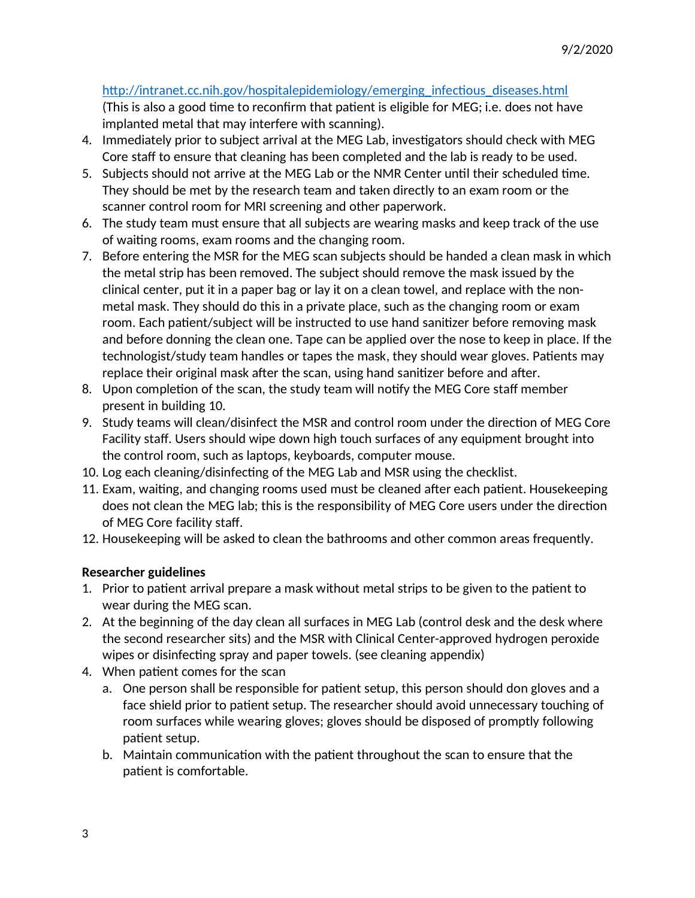http://intranet.cc.nih.gov/hospitalepidemiology/emerging_infectious_diseases.html (This is also a good time to reconfirm that patient is eligible for MEG; i.e. does not have implanted metal that may interfere with scanning).

4. Immediately prior to subject arrival at the MEG Lab, investigators should check with MEG Core staff to ensure that cleaning has been completed and the lab is ready to be used.
5. Subjects should not arrive at the MEG Lab or the NMR Center until their scheduled time. They should be met by the research team and taken directly to an exam room or the scanner control room for MRI screening and other paperwork.
6. The study team must ensure that all subjects are wearing masks and keep track of the use of waiting rooms, exam rooms and the changing room.
7. Before entering the MSR for the MEG scan subjects should be handed a clean mask in which the metal strip has been removed. The subject should remove the mask issued by the clinical center, put it in a paper bag or lay it on a clean towel, and replace with the non-metal mask. They should do this in a private place, such as the changing room or exam room. Each patient/subject will be instructed to use hand sanitizer before removing mask and before donning the clean one. Tape can be applied over the nose to keep in place. If the technologist/study team handles or tapes the mask, they should wear gloves. Patients may replace their original mask after the scan, using hand sanitizer before and after.
8. Upon completion of the scan, the study team will notify the MEG Core staff member present in building 10.
9. Study teams will clean/disinfect the MSR and control room under the direction of MEG Core Facility staff. Users should wipe down high touch surfaces of any equipment brought into the control room, such as laptops, keyboards, computer mouse.
10. Log each cleaning/disinfecting of the MEG Lab and MSR using the checklist.
11. Exam, waiting, and changing rooms used must be cleaned after each patient. Housekeeping does not clean the MEG lab; this is the responsibility of MEG Core users under the direction of MEG Core facility staff.
12. Housekeeping will be asked to clean the bathrooms and other common areas frequently.

**Researcher guidelines**

1. Prior to patient arrival prepare a mask without metal strips to be given to the patient to wear during the MEG scan.
2. At the beginning of the day clean all surfaces in MEG Lab (control desk and the desk where the second researcher sits) and the MSR with Clinical Center-approved hydrogen peroxide wipes or disinfecting spray and paper towels. (see cleaning appendix)
4. When patient comes for the scan
   a. One person shall be responsible for patient setup, this person should don gloves and a face shield prior to patient setup. The researcher should avoid unnecessary touching of room surfaces while wearing gloves; gloves should be disposed of promptly following patient setup.
   b. Maintain communication with the patient throughout the scan to ensure that the patient is comfortable.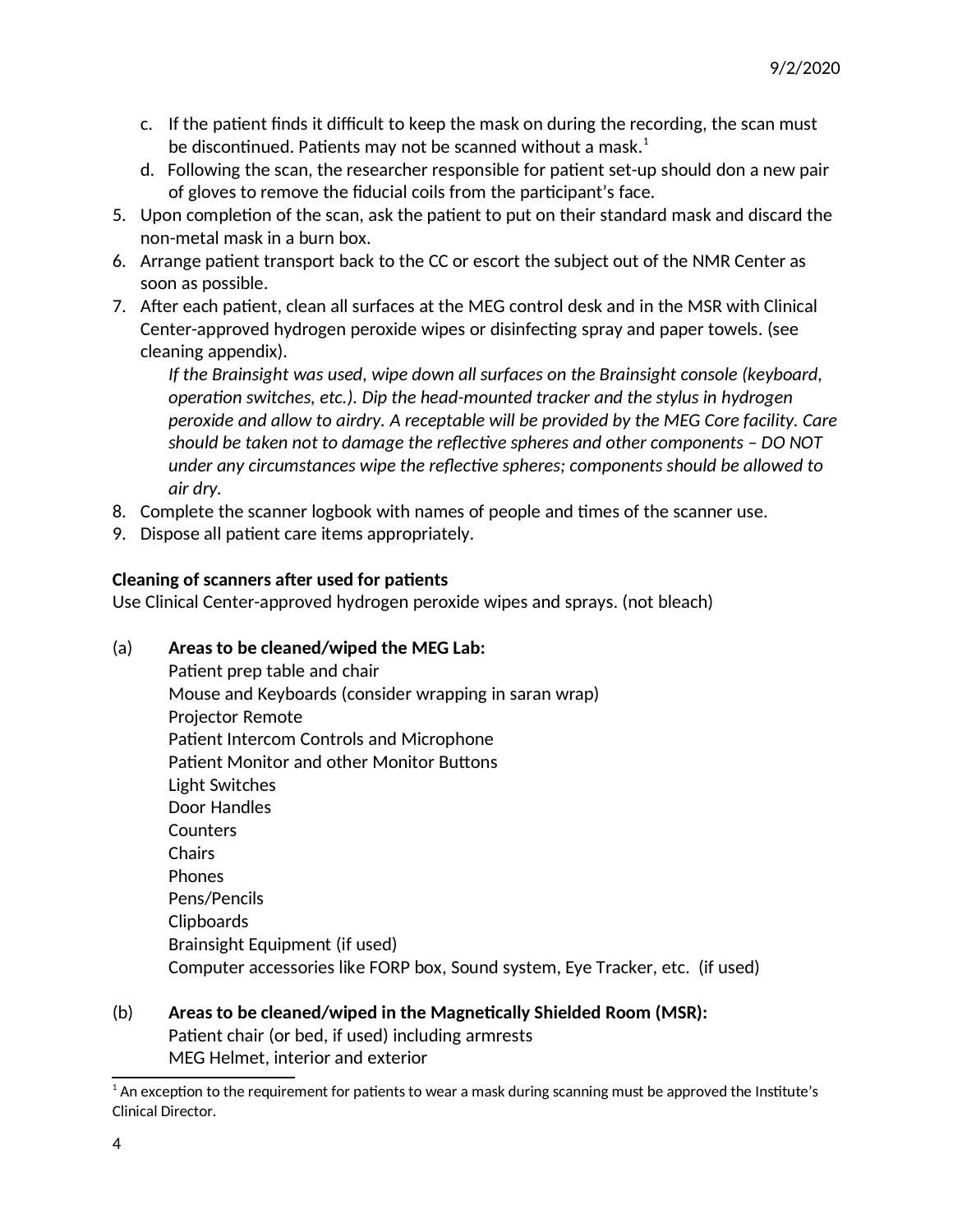c. If the patient finds it difficult to keep the mask on during the recording, the scan must be discontinued. Patients may not be scanned without a mask.[1]
d. Following the scan, the researcher responsible for patient set-up should don a new pair of gloves to remove the fiducial coils from the participant's face.

5. Upon completion of the scan, ask the patient to put on their standard mask and discard the non-metal mask in a burn box.
6. Arrange patient transport back to the CC or escort the subject out of the NMR Center as soon as possible.
7. After each patient, clean all surfaces at the MEG control desk and in the MSR with Clinical Center-approved hydrogen peroxide wipes or disinfecting spray and paper towels. (see cleaning appendix).

   *If the Brainsight was used, wipe down all surfaces on the Brainsight console (keyboard, operation switches, etc.). Dip the head-mounted tracker and the stylus in hydrogen peroxide and allow to airdry. A receptable will be provided by the MEG Core facility. Care should be taken not to damage the reflective spheres and other components – DO NOT under any circumstances wipe the reflective spheres; components should be allowed to air dry.*
8. Complete the scanner logbook with names of people and times of the scanner use.
9. Dispose all patient care items appropriately.

**Cleaning of scanners after used for patients**

Use Clinical Center-approved hydrogen peroxide wipes and sprays. (not bleach)

(a) **Areas to be cleaned/wiped the MEG Lab:**

Patient prep table and chair
Mouse and Keyboards (consider wrapping in saran wrap)
Projector Remote
Patient Intercom Controls and Microphone
Patient Monitor and other Monitor Buttons
Light Switches
Door Handles
Counters
Chairs
Phones
Pens/Pencils
Clipboards
Brainsight Equipment (if used)
Computer accessories like FORP box, Sound system, Eye Tracker, etc. (if used)

(b) **Areas to be cleaned/wiped in the Magnetically Shielded Room (MSR):**

Patient chair (or bed, if used) including armrests
MEG Helmet, interior and exterior

[1] An exception to the requirement for patients to wear a mask during scanning must be approved the Institute's Clinical Director.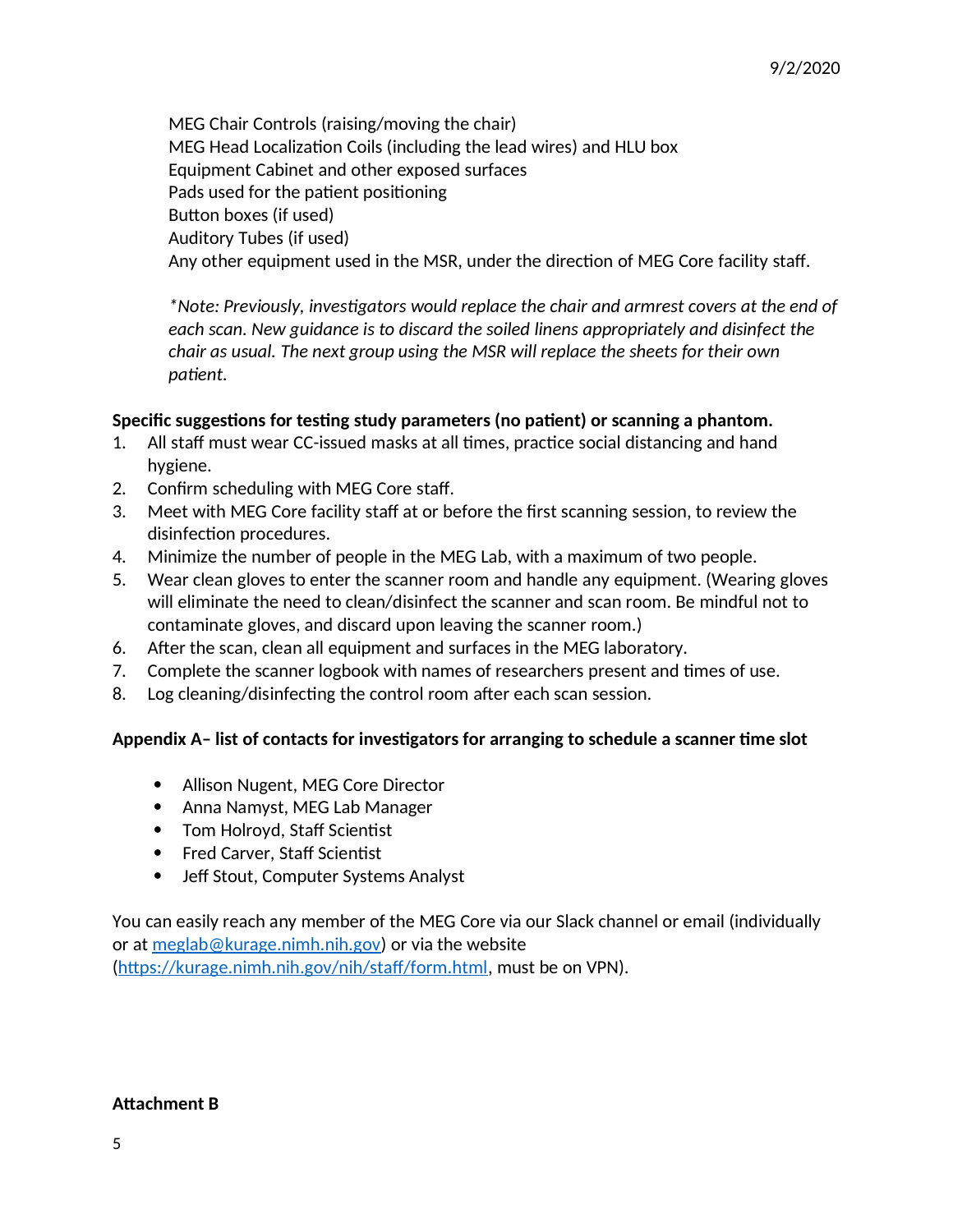MEG Chair Controls (raising/moving the chair)
MEG Head Localization Coils (including the lead wires) and HLU box
Equipment Cabinet and other exposed surfaces
Pads used for the patient positioning
Button boxes (if used)
Auditory Tubes (if used)
Any other equipment used in the MSR, under the direction of MEG Core facility staff.

*\*Note: Previously, investigators would replace the chair and armrest covers at the end of each scan. New guidance is to discard the soiled linens appropriately and disinfect the chair as usual. The next group using the MSR will replace the sheets for their own patient.*

**Specific suggestions for testing study parameters (no patient) or scanning a phantom.**

1. All staff must wear CC-issued masks at all times, practice social distancing and hand hygiene.
2. Confirm scheduling with MEG Core staff.
3. Meet with MEG Core facility staff at or before the first scanning session, to review the disinfection procedures.
4. Minimize the number of people in the MEG Lab, with a maximum of two people.
5. Wear clean gloves to enter the scanner room and handle any equipment. (Wearing gloves will eliminate the need to clean/disinfect the scanner and scan room. Be mindful not to contaminate gloves, and discard upon leaving the scanner room.)
6. After the scan, clean all equipment and surfaces in the MEG laboratory.
7. Complete the scanner logbook with names of researchers present and times of use.
8. Log cleaning/disinfecting the control room after each scan session.

**Appendix A– list of contacts for investigators for arranging to schedule a scanner time slot**

- Allison Nugent, MEG Core Director
- Anna Namyst, MEG Lab Manager
- Tom Holroyd, Staff Scientist
- Fred Carver, Staff Scientist
- Jeff Stout, Computer Systems Analyst

You can easily reach any member of the MEG Core via our Slack channel or email (individually or at [meglab@kurage.nimh.nih.gov](mailto:meglab@kurage.nimh.nih.gov)) or via the website ([https://kurage.nimh.nih.gov/nih/staff/form.html](https://kurage.nimh.nih.gov/nih/staff/form.html), must be on VPN).

**Attachment B**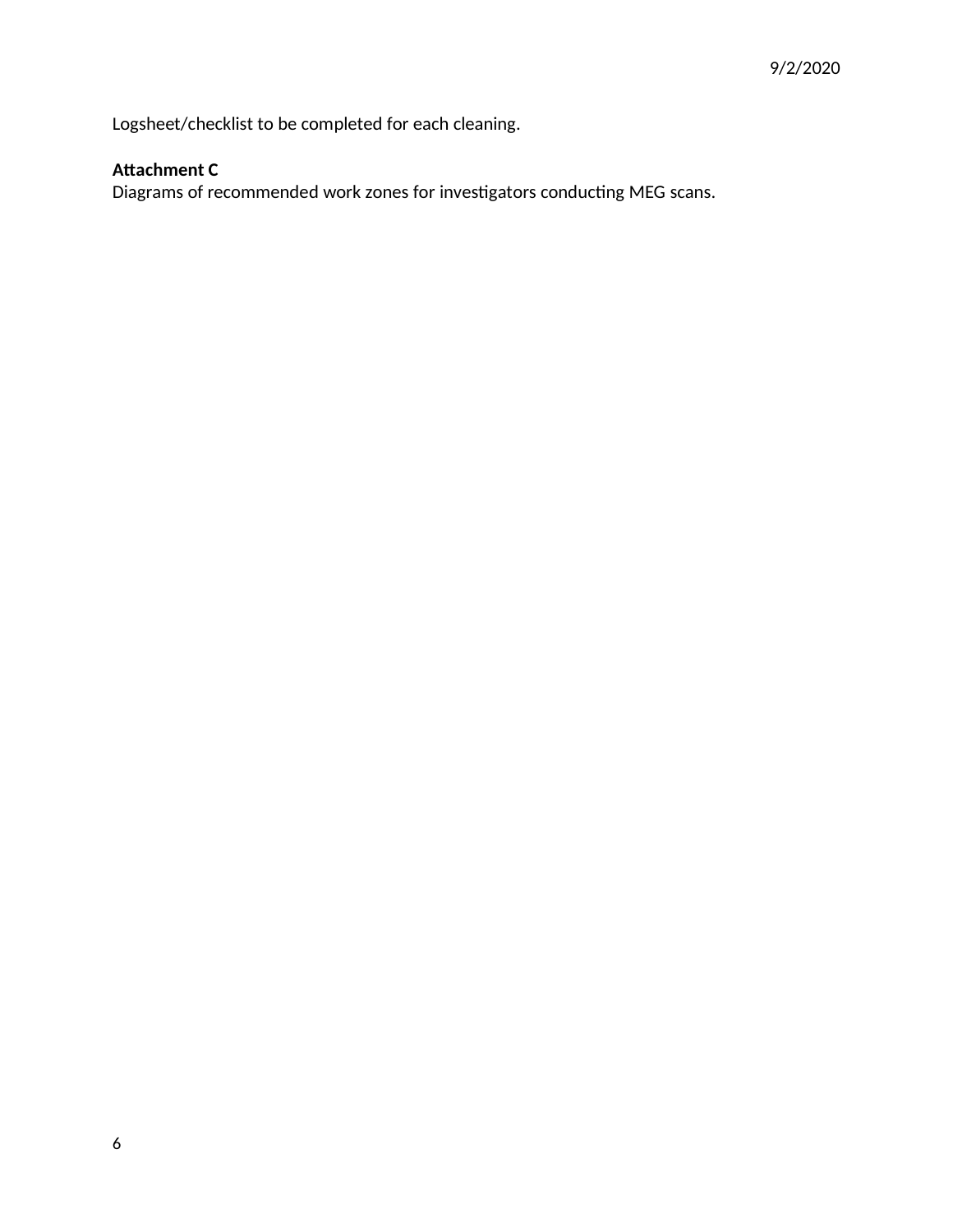Logsheet/checklist to be completed for each cleaning.

**Attachment C**
Diagrams of recommended work zones for investigators conducting MEG scans.